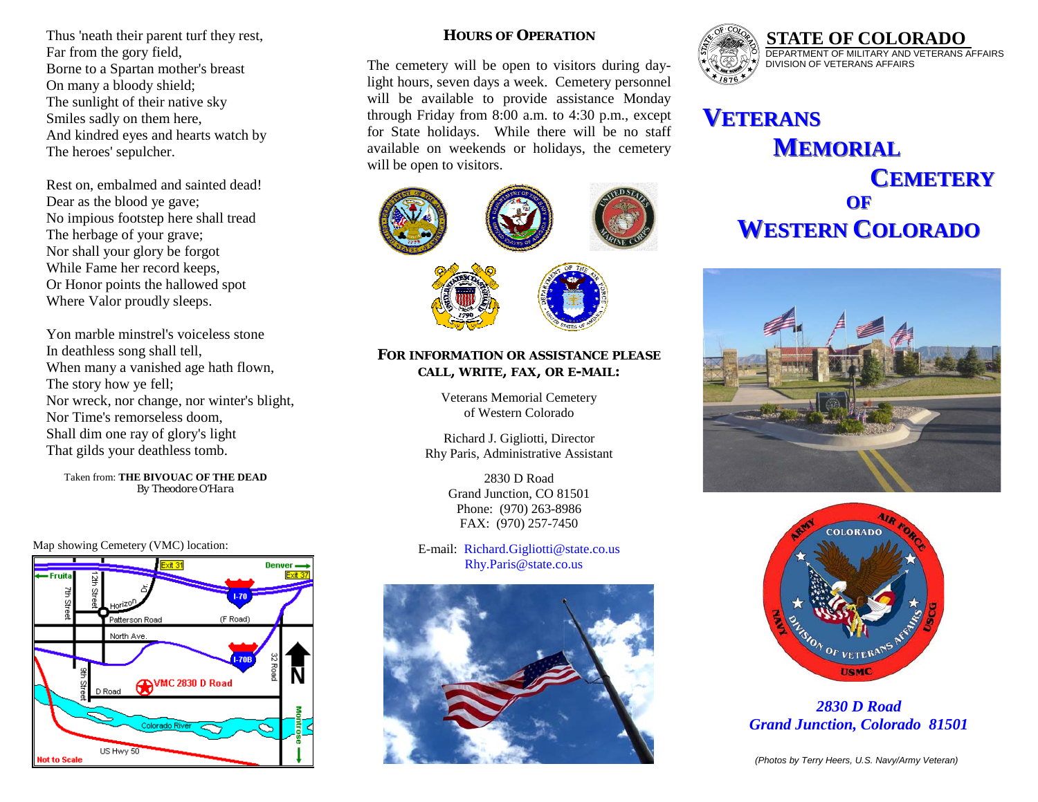Thus 'neath their parent turf they rest,
Far from the gory field,
Borne to a Spartan mother's breast
On many a bloody shield;
The sunlight of their native sky
Smiles sadly on them here,
And kindred eyes and hearts watch by
The heroes' sepulcher.

Rest on, embalmed and sainted dead!
Dear as the blood ye gave;
No impious footstep here shall tread
The herbage of your grave;
Nor shall your glory be forgot
While Fame her record keeps,
Or Honor points the hallowed spot
Where Valor proudly sleeps.

Yon marble minstrel's voiceless stone
In deathless song shall tell,
When many a vanished age hath flown,
The story how ye fell;
Nor wreck, nor change, nor winter's blight,
Nor Time's remorseless doom,
Shall dim one ray of glory's light
That gilds your deathless tomb.

Taken from: **THE BIVOUAC OF THE DEAD**
*By Theodore O'Hara*

Map showing Cemetery (VMC) location:

## HOURS OF OPERATION

The cemetery will be open to visitors during daylight hours, seven days a week. Cemetery personnel will be available to provide assistance Monday through Friday from 8:00 a.m. to 4:30 p.m., except for State holidays. While there will be no staff available on weekends or holidays, the cemetery will be open to visitors.

### FOR INFORMATION OR ASSISTANCE PLEASE CALL, WRITE, FAX, OR E-MAIL:

Veterans Memorial Cemetery
of Western Colorado

Richard J. Gigliotti, Director
Rhy Paris, Administrative Assistant

2830 D Road
Grand Junction, CO 81501
Phone: (970) 263-8986
FAX: (970) 257-7450

E-mail: Richard.Gigliotti@state.co.us
Rhy.Paris@state.co.us

**STATE OF COLORADO**
DEPARTMENT OF MILITARY AND VETERANS AFFAIRS
DIVISION OF VETERANS AFFAIRS

# VETERANS MEMORIAL CEMETERY OF WESTERN COLORADO

***2830 D Road***
***Grand Junction, Colorado 81501***

*(Photos by Terry Heers, U.S. Navy/Army Veteran)*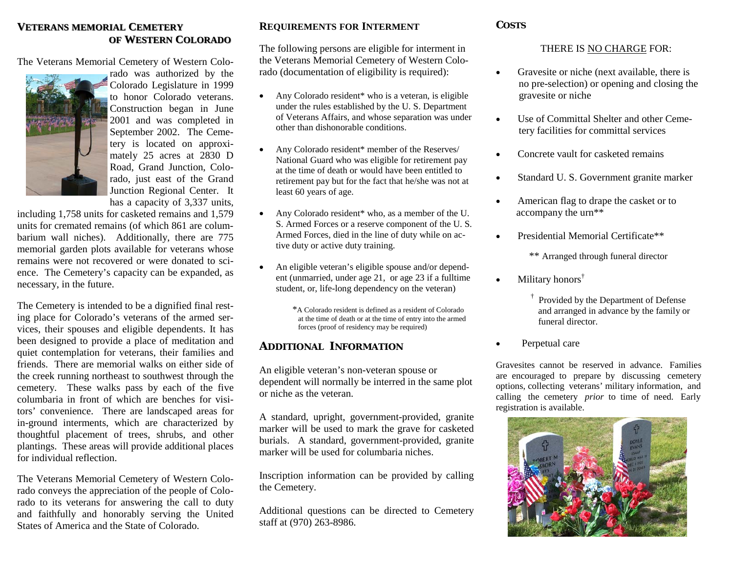## VETERANS MEMORIAL CEMETERY OF WESTERN COLORADO

The Veterans Memorial Cemetery of Western Colorado was authorized by the Colorado Legislature in 1999 to honor Colorado veterans. Construction began in June 2001 and was completed in September 2002. The Cemetery is located on approximately 25 acres at 2830 D Road, Grand Junction, Colorado, just east of the Grand Junction Regional Center. It has a capacity of 3,337 units, including 1,758 units for casketed remains and 1,579 units for cremated remains (of which 861 are columbarium wall niches). Additionally, there are 775 memorial garden plots available for veterans whose remains were not recovered or were donated to science. The Cemetery's capacity can be expanded, as necessary, in the future.

The Cemetery is intended to be a dignified final resting place for Colorado's veterans of the armed services, their spouses and eligible dependents. It has been designed to provide a place of meditation and quiet contemplation for veterans, their families and friends. There are memorial walks on either side of the creek running northeast to southwest through the cemetery. These walks pass by each of the five columbaria in front of which are benches for visitors' convenience. There are landscaped areas for in-ground interments, which are characterized by thoughtful placement of trees, shrubs, and other plantings. These areas will provide additional places for individual reflection.

The Veterans Memorial Cemetery of Western Colorado conveys the appreciation of the people of Colorado to its veterans for answering the call to duty and faithfully and honorably serving the United States of America and the State of Colorado.

## REQUIREMENTS FOR INTERMENT

The following persons are eligible for interment in the Veterans Memorial Cemetery of Western Colorado (documentation of eligibility is required):

- Any Colorado resident* who is a veteran, is eligible under the rules established by the U. S. Department of Veterans Affairs, and whose separation was under other than dishonorable conditions.
- Any Colorado resident* member of the Reserves/ National Guard who was eligible for retirement pay at the time of death or would have been entitled to retirement pay but for the fact that he/she was not at least 60 years of age.
- Any Colorado resident* who, as a member of the U. S. Armed Forces or a reserve component of the U. S. Armed Forces, died in the line of duty while on active duty or active duty training.
- An eligible veteran's eligible spouse and/or dependent (unmarried, under age 21, or age 23 if a fulltime student, or, life-long dependency on the veteran)

*A Colorado resident is defined as a resident of Colorado at the time of death or at the time of entry into the armed forces (proof of residency may be required)

## ADDITIONAL INFORMATION

An eligible veteran's non-veteran spouse or dependent will normally be interred in the same plot or niche as the veteran.

A standard, upright, government-provided, granite marker will be used to mark the grave for casketed burials. A standard, government-provided, granite marker will be used for columbaria niches.

Inscription information can be provided by calling the Cemetery.

Additional questions can be directed to Cemetery staff at (970) 263-8986.

## COSTS

THERE IS NO CHARGE FOR:

- Gravesite or niche (next available, there is no pre-selection) or opening and closing the gravesite or niche
- Use of Committal Shelter and other Cemetery facilities for committal services
- Concrete vault for casketed remains
- Standard U. S. Government granite marker
- American flag to drape the casket or to accompany the urn**
- Presidential Memorial Certificate**

  ** Arranged through funeral director
- Military honors†

  † Provided by the Department of Defense and arranged in advance by the family or funeral director.
- Perpetual care

Gravesites cannot be reserved in advance. Families are encouraged to prepare by discussing cemetery options, collecting veterans' military information, and calling the cemetery *prior* to time of need. Early registration is available.